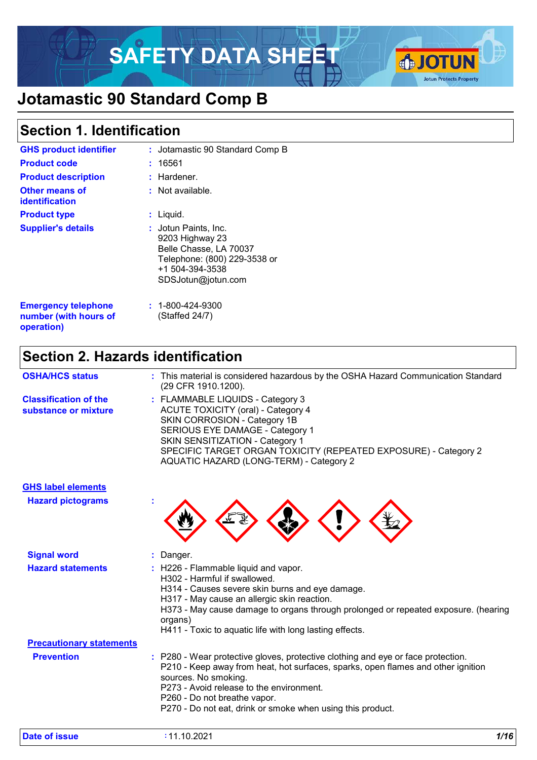# SAFETY DATA SHEET

# Jotamastic 90 Standard Comp B

## Section 1. Identification

| | |
|---|---|
| **GHS product identifier** | : Jotamastic 90 Standard Comp B |
| **Product code** | : 16561 |
| **Product description** | : Hardener. |
| **Other means of identification** | : Not available. |
| **Product type** | : Liquid. |
| **Supplier's details** | : Jotun Paints, Inc.<br>9203 Highway 23<br>Belle Chasse, LA 70037<br>Telephone: (800) 229-3538 or<br>+1 504-394-3538<br>SDSJotun@jotun.com |
| **Emergency telephone number (with hours of operation)** | : 1-800-424-9300<br>(Staffed 24/7) |

## Section 2. Hazards identification

| | |
|---|---|
| **OSHA/HCS status** | : This material is considered hazardous by the OSHA Hazard Communication Standard (29 CFR 1910.1200). |
| **Classification of the substance or mixture** | : FLAMMABLE LIQUIDS - Category 3<br>ACUTE TOXICITY (oral) - Category 4<br>SKIN CORROSION - Category 1B<br>SERIOUS EYE DAMAGE - Category 1<br>SKIN SENSITIZATION - Category 1<br>SPECIFIC TARGET ORGAN TOXICITY (REPEATED EXPOSURE) - Category 2<br>AQUATIC HAZARD (LONG-TERM) - Category 2 |

**GHS label elements**

**Hazard pictograms** :

**Signal word** : Danger.

**Hazard statements** :
H226 - Flammable liquid and vapor.
H302 - Harmful if swallowed.
H314 - Causes severe skin burns and eye damage.
H317 - May cause an allergic skin reaction.
H373 - May cause damage to organs through prolonged or repeated exposure. (hearing organs)
H411 - Toxic to aquatic life with long lasting effects.

**Precautionary statements**

**Prevention** :
P280 - Wear protective gloves, protective clothing and eye or face protection.
P210 - Keep away from heat, hot surfaces, sparks, open flames and other ignition sources. No smoking.
P273 - Avoid release to the environment.
P260 - Do not breathe vapor.
P270 - Do not eat, drink or smoke when using this product.

**Date of issue** : 11.10.2021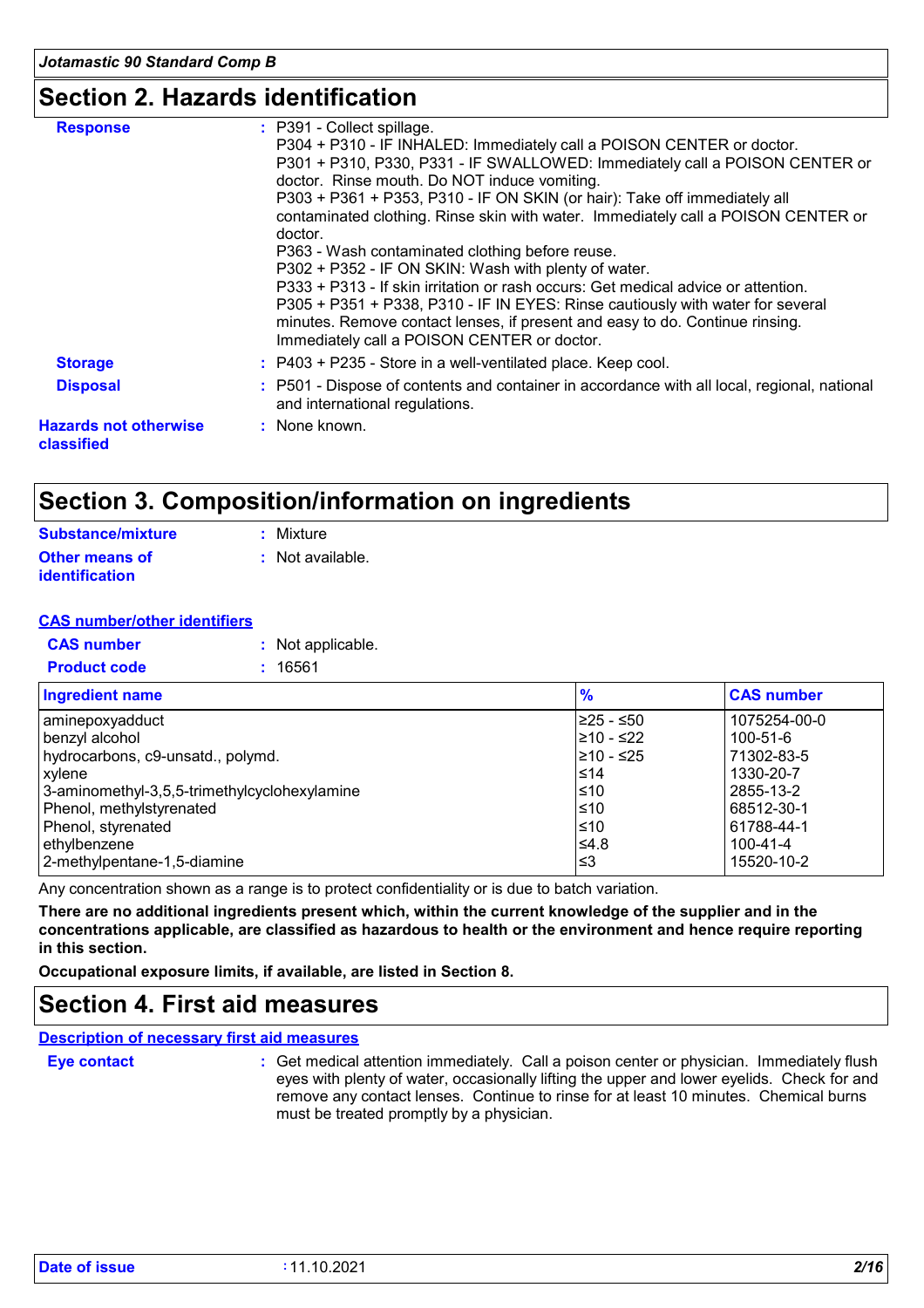## Section 2. Hazards identification

**Response** : P391 - Collect spillage.
P304 + P310 - IF INHALED: Immediately call a POISON CENTER or doctor.
P301 + P310, P330, P331 - IF SWALLOWED: Immediately call a POISON CENTER or doctor. Rinse mouth. Do NOT induce vomiting.
P303 + P361 + P353, P310 - IF ON SKIN (or hair): Take off immediately all contaminated clothing. Rinse skin with water. Immediately call a POISON CENTER or doctor.
P363 - Wash contaminated clothing before reuse.
P302 + P352 - IF ON SKIN: Wash with plenty of water.
P333 + P313 - If skin irritation or rash occurs: Get medical advice or attention.
P305 + P351 + P338, P310 - IF IN EYES: Rinse cautiously with water for several minutes. Remove contact lenses, if present and easy to do. Continue rinsing. Immediately call a POISON CENTER or doctor.

**Storage** : P403 + P235 - Store in a well-ventilated place. Keep cool.

**Disposal** : P501 - Dispose of contents and container in accordance with all local, regional, national and international regulations.

**Hazards not otherwise classified** : None known.

## Section 3. Composition/information on ingredients

**Substance/mixture** : Mixture

**Other means of identification** : Not available.

**CAS number/other identifiers**

**CAS number** : Not applicable.

**Product code** : 16561

| Ingredient name | % | CAS number |
|---|---|---|
| aminepoxyadduct | ≥25 - ≤50 | 1075254-00-0 |
| benzyl alcohol | ≥10 - ≤22 | 100-51-6 |
| hydrocarbons, c9-unsatd., polymd. | ≥10 - ≤25 | 71302-83-5 |
| xylene | ≤14 | 1330-20-7 |
| 3-aminomethyl-3,5,5-trimethylcyclohexylamine | ≤10 | 2855-13-2 |
| Phenol, methylstyrenated | ≤10 | 68512-30-1 |
| Phenol, styrenated | ≤10 | 61788-44-1 |
| ethylbenzene | ≤4.8 | 100-41-4 |
| 2-methylpentane-1,5-diamine | ≤3 | 15520-10-2 |

Any concentration shown as a range is to protect confidentiality or is due to batch variation.

**There are no additional ingredients present which, within the current knowledge of the supplier and in the concentrations applicable, are classified as hazardous to health or the environment and hence require reporting in this section.**

**Occupational exposure limits, if available, are listed in Section 8.**

## Section 4. First aid measures

**Description of necessary first aid measures**

**Eye contact** : Get medical attention immediately. Call a poison center or physician. Immediately flush eyes with plenty of water, occasionally lifting the upper and lower eyelids. Check for and remove any contact lenses. Continue to rinse for at least 10 minutes. Chemical burns must be treated promptly by a physician.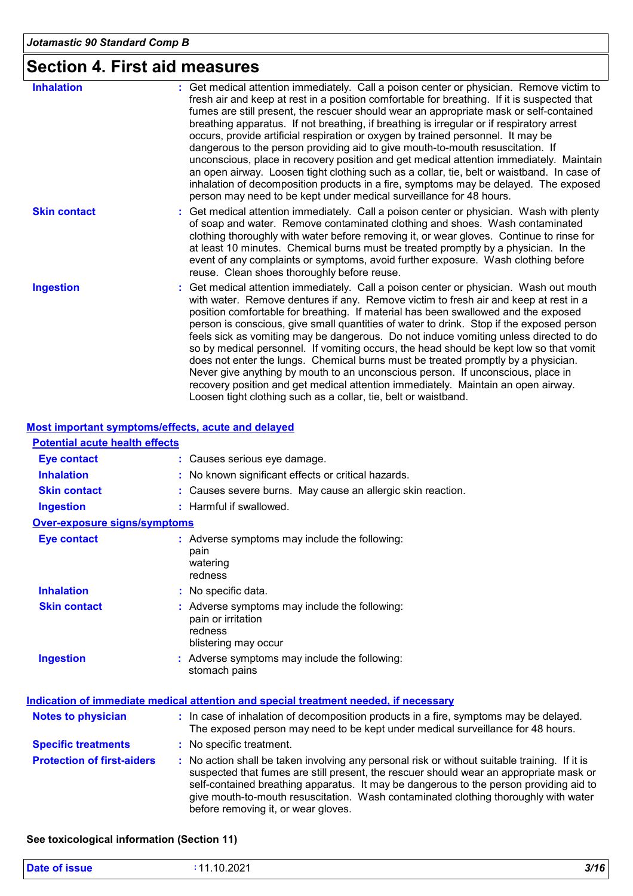# Section 4. First aid measures

**Inhalation** : Get medical attention immediately. Call a poison center or physician. Remove victim to fresh air and keep at rest in a position comfortable for breathing. If it is suspected that fumes are still present, the rescuer should wear an appropriate mask or self-contained breathing apparatus. If not breathing, if breathing is irregular or if respiratory arrest occurs, provide artificial respiration or oxygen by trained personnel. It may be dangerous to the person providing aid to give mouth-to-mouth resuscitation. If unconscious, place in recovery position and get medical attention immediately. Maintain an open airway. Loosen tight clothing such as a collar, tie, belt or waistband. In case of inhalation of decomposition products in a fire, symptoms may be delayed. The exposed person may need to be kept under medical surveillance for 48 hours.

**Skin contact** : Get medical attention immediately. Call a poison center or physician. Wash with plenty of soap and water. Remove contaminated clothing and shoes. Wash contaminated clothing thoroughly with water before removing it, or wear gloves. Continue to rinse for at least 10 minutes. Chemical burns must be treated promptly by a physician. In the event of any complaints or symptoms, avoid further exposure. Wash clothing before reuse. Clean shoes thoroughly before reuse.

**Ingestion** : Get medical attention immediately. Call a poison center or physician. Wash out mouth with water. Remove dentures if any. Remove victim to fresh air and keep at rest in a position comfortable for breathing. If material has been swallowed and the exposed person is conscious, give small quantities of water to drink. Stop if the exposed person feels sick as vomiting may be dangerous. Do not induce vomiting unless directed to do so by medical personnel. If vomiting occurs, the head should be kept low so that vomit does not enter the lungs. Chemical burns must be treated promptly by a physician. Never give anything by mouth to an unconscious person. If unconscious, place in recovery position and get medical attention immediately. Maintain an open airway. Loosen tight clothing such as a collar, tie, belt or waistband.

## Most important symptoms/effects, acute and delayed

### Potential acute health effects

**Eye contact** : Causes serious eye damage.

**Inhalation** : No known significant effects or critical hazards.

**Skin contact** : Causes severe burns. May cause an allergic skin reaction.

**Ingestion** : Harmful if swallowed.

### Over-exposure signs/symptoms

**Eye contact** : Adverse symptoms may include the following:
pain
watering
redness

**Inhalation** : No specific data.

**Skin contact** : Adverse symptoms may include the following:
pain or irritation
redness
blistering may occur

**Ingestion** : Adverse symptoms may include the following:
stomach pains

## Indication of immediate medical attention and special treatment needed, if necessary

**Notes to physician** : In case of inhalation of decomposition products in a fire, symptoms may be delayed. The exposed person may need to be kept under medical surveillance for 48 hours.

**Specific treatments** : No specific treatment.

**Protection of first-aiders** : No action shall be taken involving any personal risk or without suitable training. If it is suspected that fumes are still present, the rescuer should wear an appropriate mask or self-contained breathing apparatus. It may be dangerous to the person providing aid to give mouth-to-mouth resuscitation. Wash contaminated clothing thoroughly with water before removing it, or wear gloves.

**See toxicological information (Section 11)**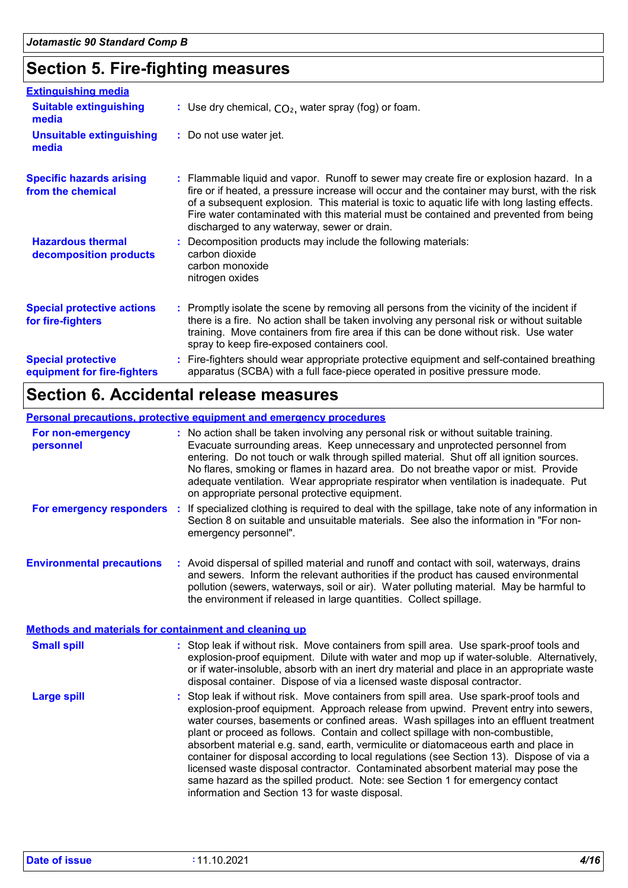## Section 5. Fire-fighting measures

### Extinguishing media

| | |
|---|---|
| **Suitable extinguishing media** | : Use dry chemical, $CO_2$, water spray (fog) or foam. |
| **Unsuitable extinguishing media** | : Do not use water jet. |
| **Specific hazards arising from the chemical** | : Flammable liquid and vapor. Runoff to sewer may create fire or explosion hazard. In a fire or if heated, a pressure increase will occur and the container may burst, with the risk of a subsequent explosion. This material is toxic to aquatic life with long lasting effects. Fire water contaminated with this material must be contained and prevented from being discharged to any waterway, sewer or drain. |
| **Hazardous thermal decomposition products** | : Decomposition products may include the following materials: carbon dioxide carbon monoxide nitrogen oxides |
| **Special protective actions for fire-fighters** | : Promptly isolate the scene by removing all persons from the vicinity of the incident if there is a fire. No action shall be taken involving any personal risk or without suitable training. Move containers from fire area if this can be done without risk. Use water spray to keep fire-exposed containers cool. |
| **Special protective equipment for fire-fighters** | : Fire-fighters should wear appropriate protective equipment and self-contained breathing apparatus (SCBA) with a full face-piece operated in positive pressure mode. |

## Section 6. Accidental release measures

### Personal precautions, protective equipment and emergency procedures

| | |
|---|---|
| **For non-emergency personnel** | : No action shall be taken involving any personal risk or without suitable training. Evacuate surrounding areas. Keep unnecessary and unprotected personnel from entering. Do not touch or walk through spilled material. Shut off all ignition sources. No flares, smoking or flames in hazard area. Do not breathe vapor or mist. Provide adequate ventilation. Wear appropriate respirator when ventilation is inadequate. Put on appropriate personal protective equipment. |
| **For emergency responders** | : If specialized clothing is required to deal with the spillage, take note of any information in Section 8 on suitable and unsuitable materials. See also the information in "For non-emergency personnel". |
| **Environmental precautions** | : Avoid dispersal of spilled material and runoff and contact with soil, waterways, drains and sewers. Inform the relevant authorities if the product has caused environmental pollution (sewers, waterways, soil or air). Water polluting material. May be harmful to the environment if released in large quantities. Collect spillage. |

### Methods and materials for containment and cleaning up

| | |
|---|---|
| **Small spill** | : Stop leak if without risk. Move containers from spill area. Use spark-proof tools and explosion-proof equipment. Dilute with water and mop up if water-soluble. Alternatively, or if water-insoluble, absorb with an inert dry material and place in an appropriate waste disposal container. Dispose of via a licensed waste disposal contractor. |
| **Large spill** | : Stop leak if without risk. Move containers from spill area. Use spark-proof tools and explosion-proof equipment. Approach release from upwind. Prevent entry into sewers, water courses, basements or confined areas. Wash spillages into an effluent treatment plant or proceed as follows. Contain and collect spillage with non-combustible, absorbent material e.g. sand, earth, vermiculite or diatomaceous earth and place in container for disposal according to local regulations (see Section 13). Dispose of via a licensed waste disposal contractor. Contaminated absorbent material may pose the same hazard as the spilled product. Note: see Section 1 for emergency contact information and Section 13 for waste disposal. |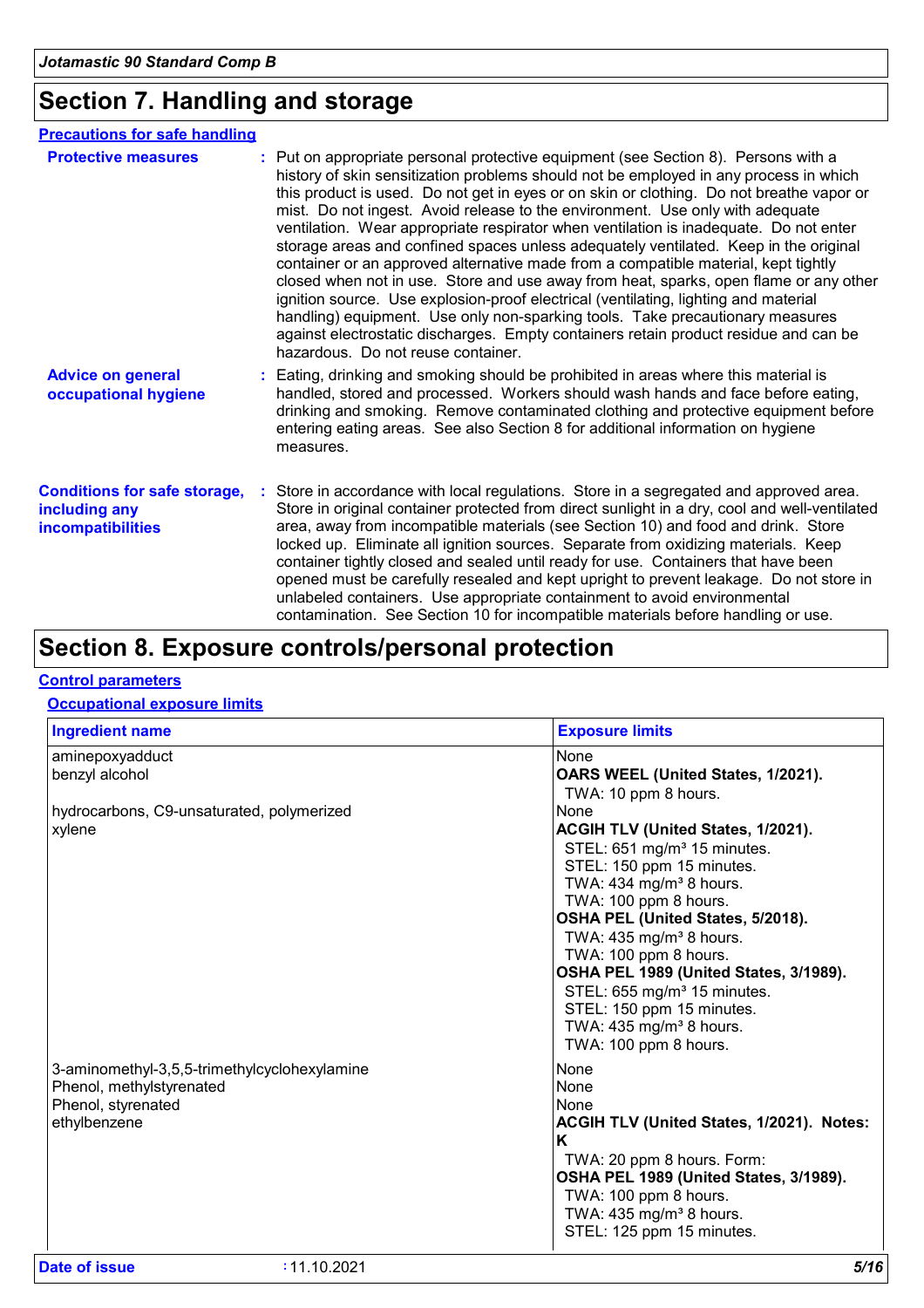# Section 7. Handling and storage

## Precautions for safe handling

**Protective measures** : Put on appropriate personal protective equipment (see Section 8). Persons with a history of skin sensitization problems should not be employed in any process in which this product is used. Do not get in eyes or on skin or clothing. Do not breathe vapor or mist. Do not ingest. Avoid release to the environment. Use only with adequate ventilation. Wear appropriate respirator when ventilation is inadequate. Do not enter storage areas and confined spaces unless adequately ventilated. Keep in the original container or an approved alternative made from a compatible material, kept tightly closed when not in use. Store and use away from heat, sparks, open flame or any other ignition source. Use explosion-proof electrical (ventilating, lighting and material handling) equipment. Use only non-sparking tools. Take precautionary measures against electrostatic discharges. Empty containers retain product residue and can be hazardous. Do not reuse container.

**Advice on general occupational hygiene** : Eating, drinking and smoking should be prohibited in areas where this material is handled, stored and processed. Workers should wash hands and face before eating, drinking and smoking. Remove contaminated clothing and protective equipment before entering eating areas. See also Section 8 for additional information on hygiene measures.

**Conditions for safe storage, including any incompatibilities** : Store in accordance with local regulations. Store in a segregated and approved area. Store in original container protected from direct sunlight in a dry, cool and well-ventilated area, away from incompatible materials (see Section 10) and food and drink. Store locked up. Eliminate all ignition sources. Separate from oxidizing materials. Keep container tightly closed and sealed until ready for use. Containers that have been opened must be carefully resealed and kept upright to prevent leakage. Do not store in unlabeled containers. Use appropriate containment to avoid environmental contamination. See Section 10 for incompatible materials before handling or use.

# Section 8. Exposure controls/personal protection

## Control parameters

### Occupational exposure limits

| Ingredient name | Exposure limits |
|---|---|
| aminepoxyadduct | None |
| benzyl alcohol | **OARS WEEL (United States, 1/2021).**<br>TWA: 10 ppm 8 hours. |
| hydrocarbons, C9-unsaturated, polymerized | None |
| xylene | **ACGIH TLV (United States, 1/2021).**<br>STEL: 651 mg/m³ 15 minutes.<br>STEL: 150 ppm 15 minutes.<br>TWA: 434 mg/m³ 8 hours.<br>TWA: 100 ppm 8 hours.<br>**OSHA PEL (United States, 5/2018).**<br>TWA: 435 mg/m³ 8 hours.<br>TWA: 100 ppm 8 hours.<br>**OSHA PEL 1989 (United States, 3/1989).**<br>STEL: 655 mg/m³ 15 minutes.<br>STEL: 150 ppm 15 minutes.<br>TWA: 435 mg/m³ 8 hours.<br>TWA: 100 ppm 8 hours. |
| 3-aminomethyl-3,5,5-trimethylcyclohexylamine | None |
| Phenol, methylstyrenated | None |
| Phenol, styrenated | None |
| ethylbenzene | **ACGIH TLV (United States, 1/2021). Notes: K**<br>TWA: 20 ppm 8 hours. Form:<br>**OSHA PEL 1989 (United States, 3/1989).**<br>TWA: 100 ppm 8 hours.<br>TWA: 435 mg/m³ 8 hours.<br>STEL: 125 ppm 15 minutes. |

**Date of issue** : 11.10.2021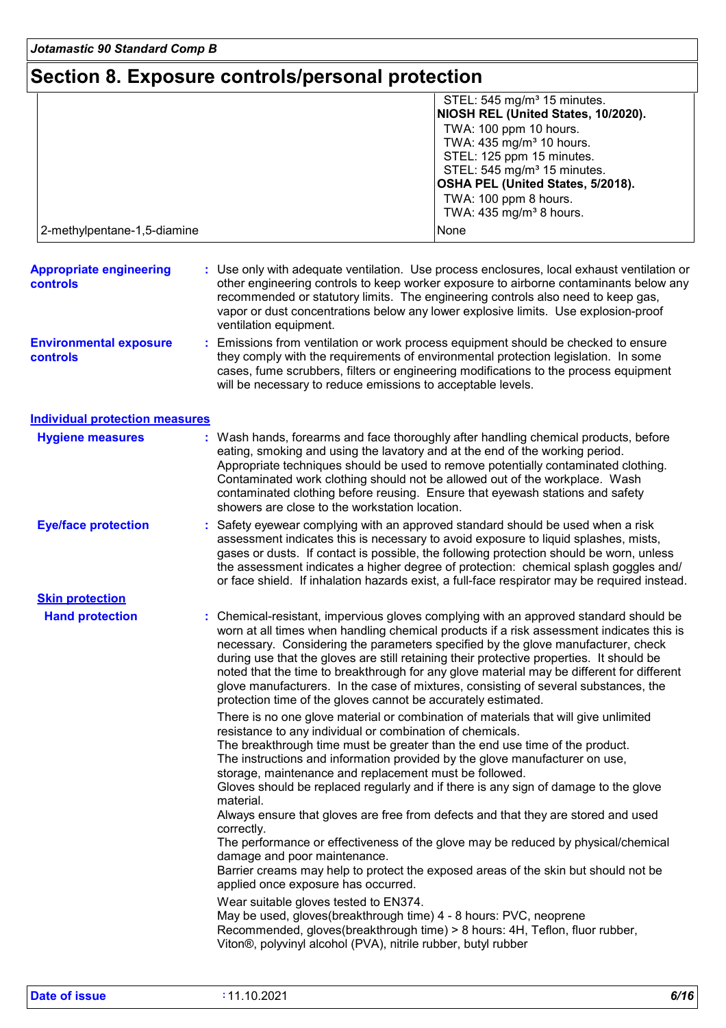## Section 8. Exposure controls/personal protection

| | |
|---|---|
| | STEL: 545 mg/m³ 15 minutes.<br>**NIOSH REL (United States, 10/2020).**<br>TWA: 100 ppm 10 hours.<br>TWA: 435 mg/m³ 10 hours.<br>STEL: 125 ppm 15 minutes.<br>STEL: 545 mg/m³ 15 minutes.<br>**OSHA PEL (United States, 5/2018).**<br>TWA: 100 ppm 8 hours.<br>TWA: 435 mg/m³ 8 hours. |
| 2-methylpentane-1,5-diamine | None |

**Appropriate engineering controls** : Use only with adequate ventilation. Use process enclosures, local exhaust ventilation or other engineering controls to keep worker exposure to airborne contaminants below any recommended or statutory limits. The engineering controls also need to keep gas, vapor or dust concentrations below any lower explosive limits. Use explosion-proof ventilation equipment.

**Environmental exposure controls** : Emissions from ventilation or work process equipment should be checked to ensure they comply with the requirements of environmental protection legislation. In some cases, fume scrubbers, filters or engineering modifications to the process equipment will be necessary to reduce emissions to acceptable levels.

### Individual protection measures

**Hygiene measures** : Wash hands, forearms and face thoroughly after handling chemical products, before eating, smoking and using the lavatory and at the end of the working period. Appropriate techniques should be used to remove potentially contaminated clothing. Contaminated work clothing should not be allowed out of the workplace. Wash contaminated clothing before reusing. Ensure that eyewash stations and safety showers are close to the workstation location.

**Eye/face protection** : Safety eyewear complying with an approved standard should be used when a risk assessment indicates this is necessary to avoid exposure to liquid splashes, mists, gases or dusts. If contact is possible, the following protection should be worn, unless the assessment indicates a higher degree of protection: chemical splash goggles and/ or face shield. If inhalation hazards exist, a full-face respirator may be required instead.

**Skin protection**

**Hand protection** : Chemical-resistant, impervious gloves complying with an approved standard should be worn at all times when handling chemical products if a risk assessment indicates this is necessary. Considering the parameters specified by the glove manufacturer, check during use that the gloves are still retaining their protective properties. It should be noted that the time to breakthrough for any glove material may be different for different glove manufacturers. In the case of mixtures, consisting of several substances, the protection time of the gloves cannot be accurately estimated.

There is no one glove material or combination of materials that will give unlimited resistance to any individual or combination of chemicals.
The breakthrough time must be greater than the end use time of the product.
The instructions and information provided by the glove manufacturer on use, storage, maintenance and replacement must be followed.
Gloves should be replaced regularly and if there is any sign of damage to the glove material.
Always ensure that gloves are free from defects and that they are stored and used correctly.
The performance or effectiveness of the glove may be reduced by physical/chemical damage and poor maintenance.
Barrier creams may help to protect the exposed areas of the skin but should not be applied once exposure has occurred.

Wear suitable gloves tested to EN374.
May be used, gloves(breakthrough time) 4 - 8 hours: PVC, neoprene
Recommended, gloves(breakthrough time) > 8 hours: 4H, Teflon, fluor rubber, Viton®, polyvinyl alcohol (PVA), nitrile rubber, butyl rubber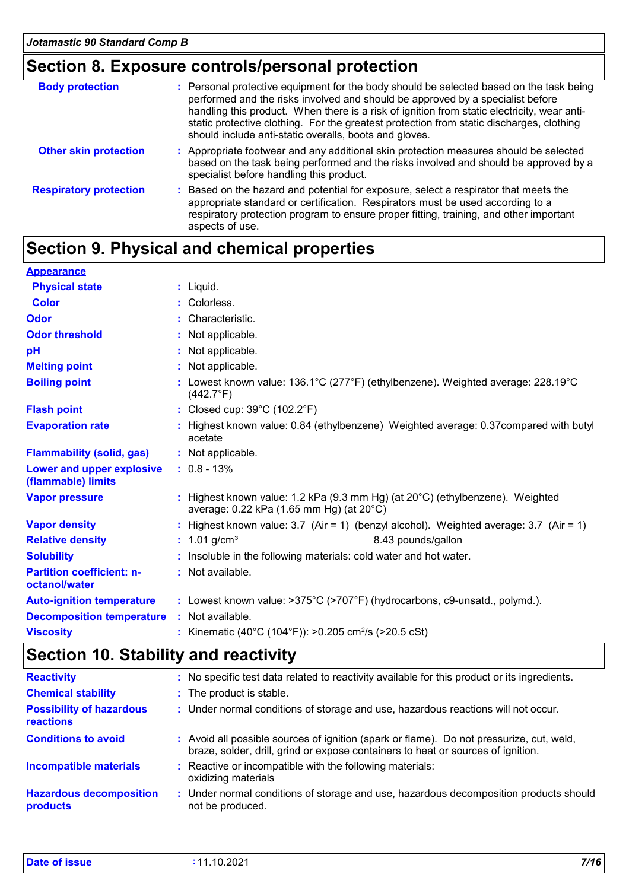## Section 8. Exposure controls/personal protection

| | |
|---|---|
| **Body protection** | : Personal protective equipment for the body should be selected based on the task being performed and the risks involved and should be approved by a specialist before handling this product. When there is a risk of ignition from static electricity, wear anti-static protective clothing. For the greatest protection from static discharges, clothing should include anti-static overalls, boots and gloves. |
| **Other skin protection** | : Appropriate footwear and any additional skin protection measures should be selected based on the task being performed and the risks involved and should be approved by a specialist before handling this product. |
| **Respiratory protection** | : Based on the hazard and potential for exposure, select a respirator that meets the appropriate standard or certification. Respirators must be used according to a respiratory protection program to ensure proper fitting, training, and other important aspects of use. |

## Section 9. Physical and chemical properties

**Appearance**

| | |
|---|---|
| **Physical state** | : Liquid. |
| **Color** | : Colorless. |
| **Odor** | : Characteristic. |
| **Odor threshold** | : Not applicable. |
| **pH** | : Not applicable. |
| **Melting point** | : Not applicable. |
| **Boiling point** | : Lowest known value: 136.1°C (277°F) (ethylbenzene). Weighted average: 228.19°C (442.7°F) |
| **Flash point** | : Closed cup: 39°C (102.2°F) |
| **Evaporation rate** | : Highest known value: 0.84 (ethylbenzene) Weighted average: 0.37compared with butyl acetate |
| **Flammability (solid, gas)** | : Not applicable. |
| **Lower and upper explosive (flammable) limits** | : 0.8 - 13% |
| **Vapor pressure** | : Highest known value: 1.2 kPa (9.3 mm Hg) (at 20°C) (ethylbenzene). Weighted average: 0.22 kPa (1.65 mm Hg) (at 20°C) |
| **Vapor density** | : Highest known value: 3.7 (Air = 1) (benzyl alcohol). Weighted average: 3.7 (Air = 1) |
| **Relative density** | : 1.01 g/cm³ 8.43 pounds/gallon |
| **Solubility** | : Insoluble in the following materials: cold water and hot water. |
| **Partition coefficient: n-octanol/water** | : Not available. |
| **Auto-ignition temperature** | : Lowest known value: >375°C (>707°F) (hydrocarbons, c9-unsatd., polymd.). |
| **Decomposition temperature** | : Not available. |
| **Viscosity** | : Kinematic (40°C (104°F)): >0.205 cm²/s (>20.5 cSt) |

## Section 10. Stability and reactivity

| | |
|---|---|
| **Reactivity** | : No specific test data related to reactivity available for this product or its ingredients. |
| **Chemical stability** | : The product is stable. |
| **Possibility of hazardous reactions** | : Under normal conditions of storage and use, hazardous reactions will not occur. |
| **Conditions to avoid** | : Avoid all possible sources of ignition (spark or flame). Do not pressurize, cut, weld, braze, solder, drill, grind or expose containers to heat or sources of ignition. |
| **Incompatible materials** | : Reactive or incompatible with the following materials: oxidizing materials |
| **Hazardous decomposition products** | : Under normal conditions of storage and use, hazardous decomposition products should not be produced. |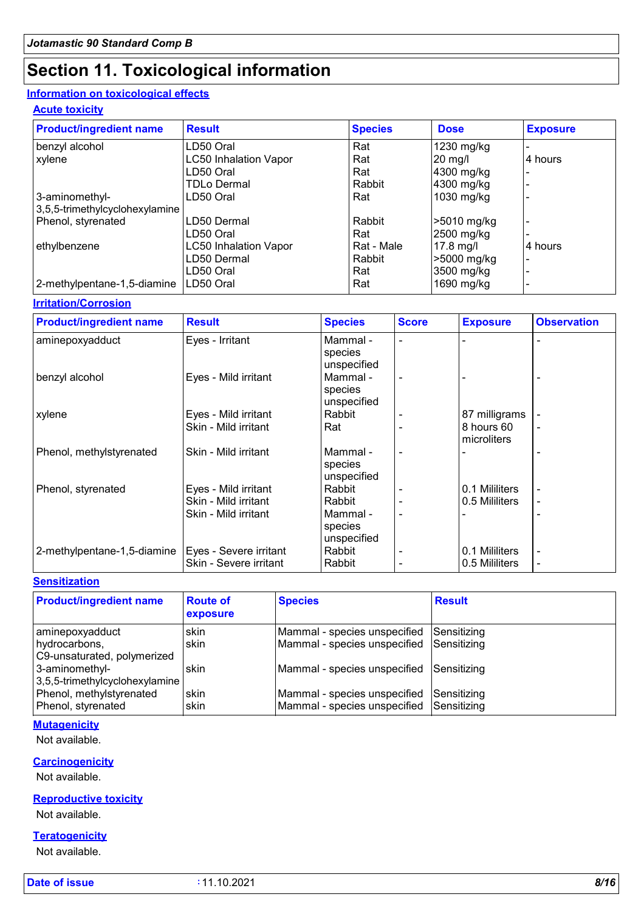# Section 11. Toxicological information

## Information on toxicological effects

### Acute toxicity

| Product/ingredient name | Result | Species | Dose | Exposure |
| --- | --- | --- | --- | --- |
| benzyl alcohol | LD50 Oral | Rat | 1230 mg/kg | - |
| xylene | LC50 Inhalation Vapor | Rat | 20 mg/l | 4 hours |
| | LD50 Oral | Rat | 4300 mg/kg | - |
| | TDLo Dermal | Rabbit | 4300 mg/kg | - |
| 3-aminomethyl-3,5,5-trimethylcyclohexylamine | LD50 Oral | Rat | 1030 mg/kg | - |
| Phenol, styrenated | LD50 Dermal | Rabbit | >5010 mg/kg | - |
| | LD50 Oral | Rat | 2500 mg/kg | - |
| ethylbenzene | LC50 Inhalation Vapor | Rat - Male | 17.8 mg/l | 4 hours |
| | LD50 Dermal | Rabbit | >5000 mg/kg | - |
| | LD50 Oral | Rat | 3500 mg/kg | - |
| 2-methylpentane-1,5-diamine | LD50 Oral | Rat | 1690 mg/kg | - |

### Irritation/Corrosion

| Product/ingredient name | Result | Species | Score | Exposure | Observation |
| --- | --- | --- | --- | --- | --- |
| aminepoxyadduct | Eyes - Irritant | Mammal - species unspecified | - | - | - |
| benzyl alcohol | Eyes - Mild irritant | Mammal - species unspecified | - | - | - |
| xylene | Eyes - Mild irritant | Rabbit | - | 87 milligrams | - |
| | Skin - Mild irritant | Rat | - | 8 hours 60 microliters | - |
| Phenol, methylstyrenated | Skin - Mild irritant | Mammal - species unspecified | - | - | - |
| Phenol, styrenated | Eyes - Mild irritant | Rabbit | - | 0.1 Mililiters | - |
| | Skin - Mild irritant | Rabbit | - | 0.5 Mililiters | - |
| | Skin - Mild irritant | Mammal - species unspecified | - | - | - |
| 2-methylpentane-1,5-diamine | Eyes - Severe irritant | Rabbit | - | 0.1 Mililiters | - |
| | Skin - Severe irritant | Rabbit | - | 0.5 Mililiters | - |

### Sensitization

| Product/ingredient name | Route of exposure | Species | Result |
| --- | --- | --- | --- |
| aminepoxyadduct | skin | Mammal - species unspecified | Sensitizing |
| hydrocarbons, C9-unsaturated, polymerized | skin | Mammal - species unspecified | Sensitizing |
| 3-aminomethyl-3,5,5-trimethylcyclohexylamine | skin | Mammal - species unspecified | Sensitizing |
| Phenol, methylstyrenated | skin | Mammal - species unspecified | Sensitizing |
| Phenol, styrenated | skin | Mammal - species unspecified | Sensitizing |

### Mutagenicity

Not available.

### Carcinogenicity

Not available.

### Reproductive toxicity

Not available.

### Teratogenicity

Not available.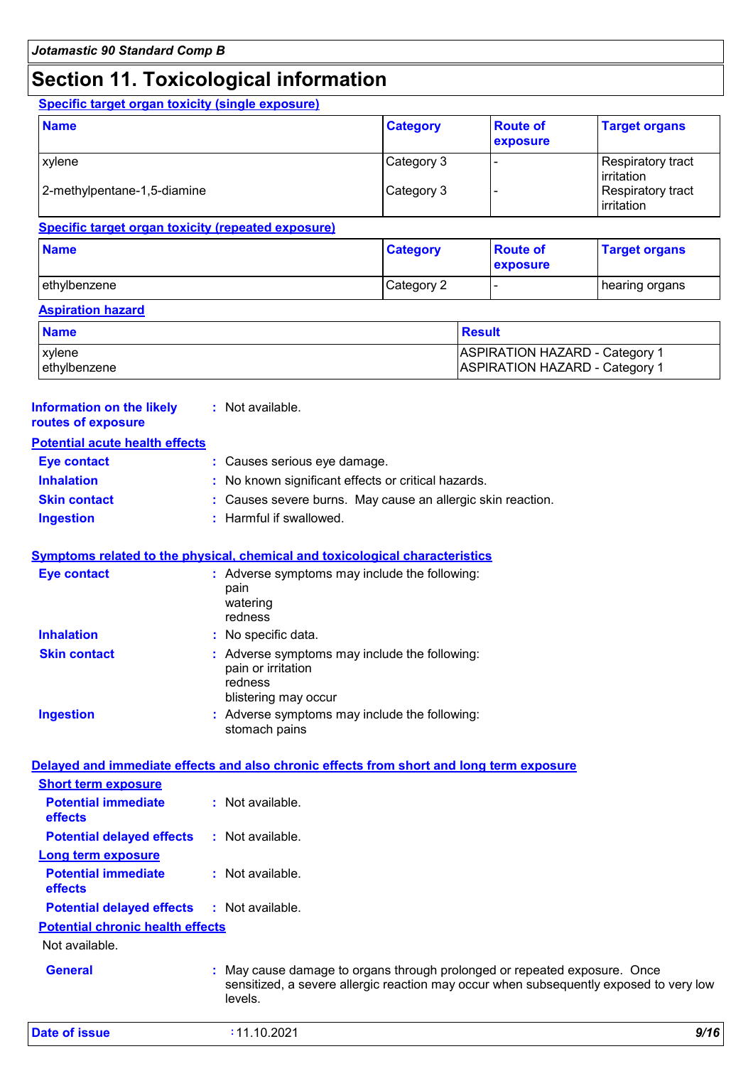## Section 11. Toxicological information

### Specific target organ toxicity (single exposure)

| Name | Category | Route of exposure | Target organs |
| --- | --- | --- | --- |
| xylene | Category 3 | - | Respiratory tract irritation |
| 2-methylpentane-1,5-diamine | Category 3 | - | Respiratory tract irritation |

### Specific target organ toxicity (repeated exposure)

| Name | Category | Route of exposure | Target organs |
| --- | --- | --- | --- |
| ethylbenzene | Category 2 | - | hearing organs |

### Aspiration hazard

| Name | Result |
| --- | --- |
| xylene | ASPIRATION HAZARD - Category 1 |
| ethylbenzene | ASPIRATION HAZARD - Category 1 |

**Information on the likely routes of exposure** : Not available.

### Potential acute health effects

**Eye contact** : Causes serious eye damage.

**Inhalation** : No known significant effects or critical hazards.

**Skin contact** : Causes severe burns. May cause an allergic skin reaction.

**Ingestion** : Harmful if swallowed.

### Symptoms related to the physical, chemical and toxicological characteristics

**Eye contact** : Adverse symptoms may include the following:
pain
watering
redness

**Inhalation** : No specific data.

**Skin contact** : Adverse symptoms may include the following:
pain or irritation
redness
blistering may occur

**Ingestion** : Adverse symptoms may include the following:
stomach pains

### Delayed and immediate effects and also chronic effects from short and long term exposure

#### Short term exposure

**Potential immediate effects** : Not available.

**Potential delayed effects** : Not available.

#### Long term exposure

**Potential immediate effects** : Not available.

**Potential delayed effects** : Not available.

#### Potential chronic health effects

Not available.

**General** : May cause damage to organs through prolonged or repeated exposure. Once sensitized, a severe allergic reaction may occur when subsequently exposed to very low levels.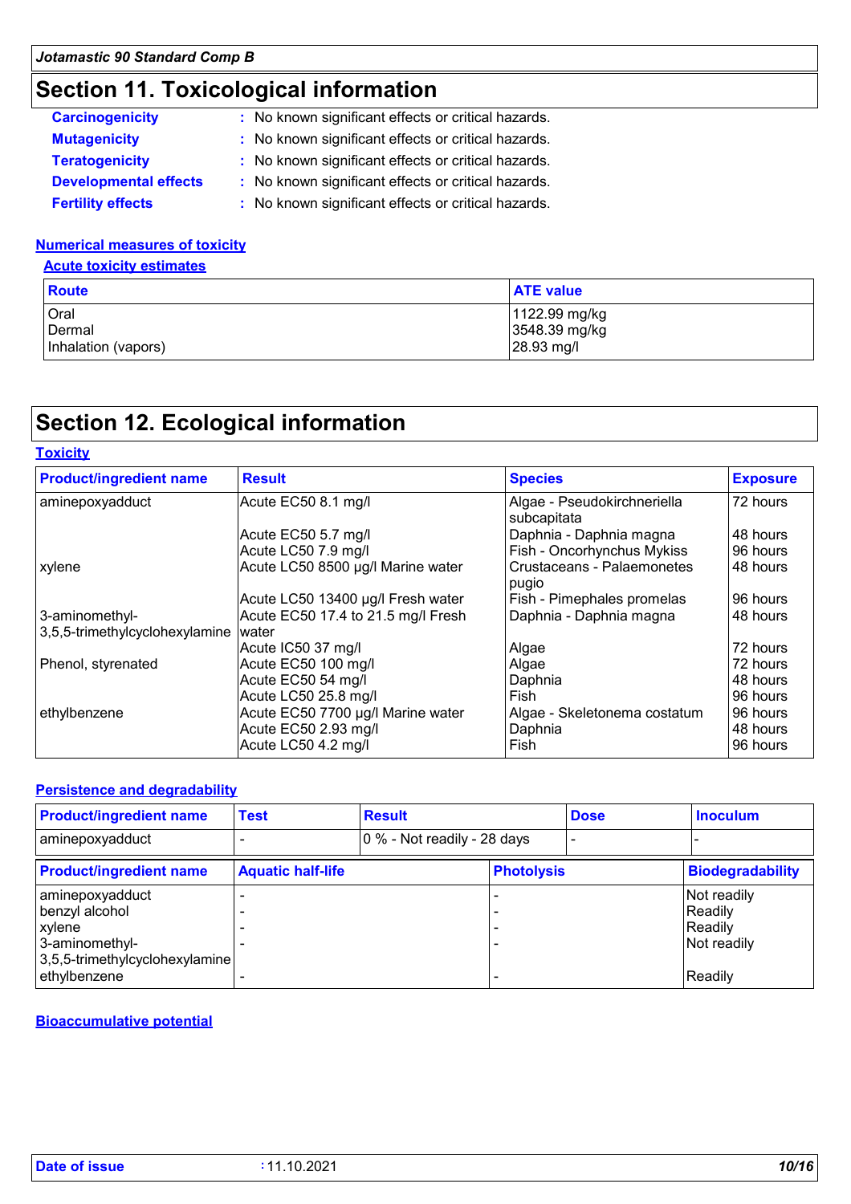## Section 11. Toxicological information

**Carcinogenicity** : No known significant effects or critical hazards.

**Mutagenicity** : No known significant effects or critical hazards.

**Teratogenicity** : No known significant effects or critical hazards.

**Developmental effects** : No known significant effects or critical hazards.

**Fertility effects** : No known significant effects or critical hazards.

### Numerical measures of toxicity

#### Acute toxicity estimates

| Route | ATE value |
|---|---|
| Oral | 1122.99 mg/kg |
| Dermal | 3548.39 mg/kg |
| Inhalation (vapors) | 28.93 mg/l |

## Section 12. Ecological information

### Toxicity

| Product/ingredient name | Result | Species | Exposure |
|---|---|---|---|
| aminepoxyadduct | Acute EC50 8.1 mg/l | Algae - Pseudokirchneriella subcapitata | 72 hours |
| | Acute EC50 5.7 mg/l | Daphnia - Daphnia magna | 48 hours |
| | Acute LC50 7.9 mg/l | Fish - Oncorhynchus Mykiss | 96 hours |
| xylene | Acute LC50 8500 µg/l Marine water | Crustaceans - Palaemonetes pugio | 48 hours |
| | Acute LC50 13400 µg/l Fresh water | Fish - Pimephales promelas | 96 hours |
| 3-aminomethyl-3,5,5-trimethylcyclohexylamine | Acute EC50 17.4 to 21.5 mg/l Fresh water | Daphnia - Daphnia magna | 48 hours |
| | Acute IC50 37 mg/l | Algae | 72 hours |
| Phenol, styrenated | Acute EC50 100 mg/l | Algae | 72 hours |
| | Acute EC50 54 mg/l | Daphnia | 48 hours |
| | Acute LC50 25.8 mg/l | Fish | 96 hours |
| ethylbenzene | Acute EC50 7700 µg/l Marine water | Algae - Skeletonema costatum | 96 hours |
| | Acute EC50 2.93 mg/l | Daphnia | 48 hours |
| | Acute LC50 4.2 mg/l | Fish | 96 hours |

### Persistence and degradability

| Product/ingredient name | Test | Result | Dose | Inoculum |
|---|---|---|---|---|
| aminepoxyadduct | - | 0 % - Not readily - 28 days | - | - |

| Product/ingredient name | Aquatic half-life | Photolysis | Biodegradability |
|---|---|---|---|
| aminepoxyadduct | - | - | Not readily |
| benzyl alcohol | - | - | Readily |
| xylene | - | - | Readily |
| 3-aminomethyl-3,5,5-trimethylcyclohexylamine | - | - | Not readily |
| ethylbenzene | - | - | Readily |

### Bioaccumulative potential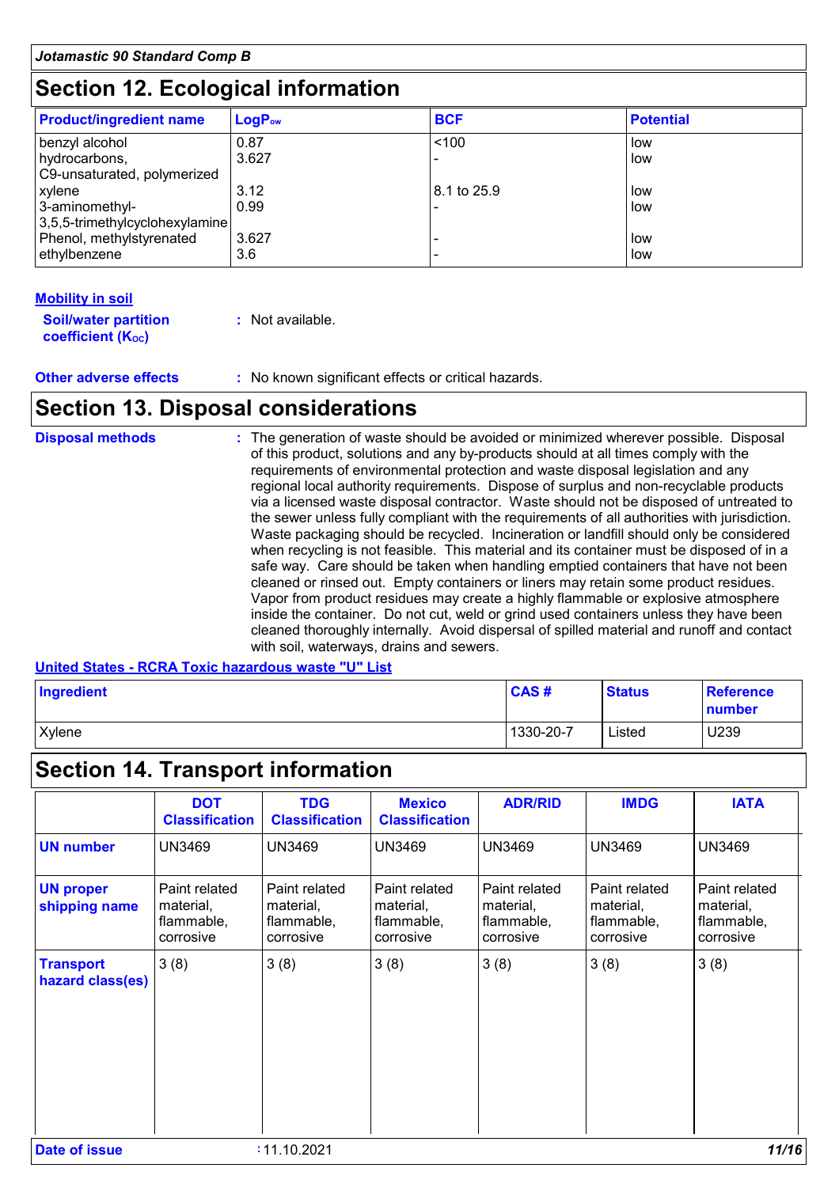## Section 12. Ecological information

| Product/ingredient name | $LogP_{ow}$ | BCF | Potential |
|---|---|---|---|
| benzyl alcohol | 0.87 | <100 | low |
| hydrocarbons, C9-unsaturated, polymerized | 3.627 | - | low |
| xylene | 3.12 | 8.1 to 25.9 | low |
| 3-aminomethyl-3,5,5-trimethylcyclohexylamine | 0.99 | - | low |
| Phenol, methylstyrenated | 3.627 | - | low |
| ethylbenzene | 3.6 | - | low |

**Mobility in soil**

**Soil/water partition coefficient ($K_{OC}$)** : Not available.

**Other adverse effects** : No known significant effects or critical hazards.

## Section 13. Disposal considerations

**Disposal methods** : The generation of waste should be avoided or minimized wherever possible. Disposal of this product, solutions and any by-products should at all times comply with the requirements of environmental protection and waste disposal legislation and any regional local authority requirements. Dispose of surplus and non-recyclable products via a licensed waste disposal contractor. Waste should not be disposed of untreated to the sewer unless fully compliant with the requirements of all authorities with jurisdiction. Waste packaging should be recycled. Incineration or landfill should only be considered when recycling is not feasible. This material and its container must be disposed of in a safe way. Care should be taken when handling emptied containers that have not been cleaned or rinsed out. Empty containers or liners may retain some product residues. Vapor from product residues may create a highly flammable or explosive atmosphere inside the container. Do not cut, weld or grind used containers unless they have been cleaned thoroughly internally. Avoid dispersal of spilled material and runoff and contact with soil, waterways, drains and sewers.

**United States - RCRA Toxic hazardous waste "U" List**

| Ingredient | CAS # | Status | Reference number |
|---|---|---|---|
| Xylene | 1330-20-7 | Listed | U239 |

## Section 14. Transport information

| | DOT Classification | TDG Classification | Mexico Classification | ADR/RID | IMDG | IATA |
|---|---|---|---|---|---|---|
| **UN number** | UN3469 | UN3469 | UN3469 | UN3469 | UN3469 | UN3469 |
| **UN proper shipping name** | Paint related material, flammable, corrosive | Paint related material, flammable, corrosive | Paint related material, flammable, corrosive | Paint related material, flammable, corrosive | Paint related material, flammable, corrosive | Paint related material, flammable, corrosive |
| **Transport hazard class(es)** | 3 (8) | 3 (8) | 3 (8) | 3 (8) | 3 (8) | 3 (8) |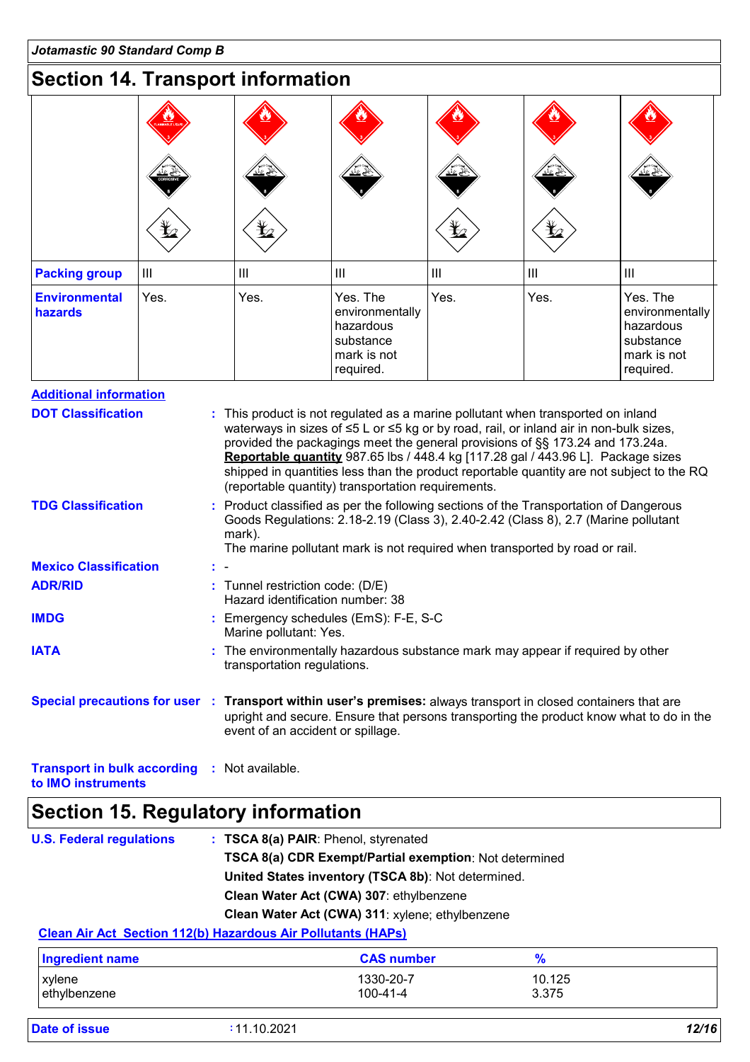**Jotamastic 90 Standard Comp B**

## Section 14. Transport information

| | | | | | | |
|---|---|---|---|---|---|---|
| **Packing group** | III | III | III | III | III | III |
| **Environmental hazards** | Yes. | Yes. | Yes. The environmentally hazardous substance mark is not required. | Yes. | Yes. | Yes. The environmentally hazardous substance mark is not required. |

**Additional information**

**DOT Classification** : This product is not regulated as a marine pollutant when transported on inland waterways in sizes of ≤5 L or ≤5 kg or by road, rail, or inland air in non-bulk sizes, provided the packagings meet the general provisions of §§ 173.24 and 173.24a. **Reportable quantity** 987.65 lbs / 448.4 kg [117.28 gal / 443.96 L]. Package sizes shipped in quantities less than the product reportable quantity are not subject to the RQ (reportable quantity) transportation requirements.

**TDG Classification** : Product classified as per the following sections of the Transportation of Dangerous Goods Regulations: 2.18-2.19 (Class 3), 2.40-2.42 (Class 8), 2.7 (Marine pollutant mark).
The marine pollutant mark is not required when transported by road or rail.

**Mexico Classification** : -

**ADR/RID** : Tunnel restriction code: (D/E)
Hazard identification number: 38

**IMDG** : Emergency schedules (EmS): F-E, S-C
Marine pollutant: Yes.

**IATA** : The environmentally hazardous substance mark may appear if required by other transportation regulations.

**Special precautions for user** : **Transport within user's premises:** always transport in closed containers that are upright and secure. Ensure that persons transporting the product know what to do in the event of an accident or spillage.

**Transport in bulk according to IMO instruments** : Not available.

## Section 15. Regulatory information

**U.S. Federal regulations** : **TSCA 8(a) PAIR**: Phenol, styrenated

**TSCA 8(a) CDR Exempt/Partial exemption**: Not determined

**United States inventory (TSCA 8b)**: Not determined.

**Clean Water Act (CWA) 307**: ethylbenzene

**Clean Water Act (CWA) 311**: xylene; ethylbenzene

**Clean Air Act Section 112(b) Hazardous Air Pollutants (HAPs)**

| Ingredient name | CAS number | % |
|---|---|---|
| xylene | 1330-20-7 | 10.125 |
| ethylbenzene | 100-41-4 | 3.375 |

**Date of issue** : 11.10.2021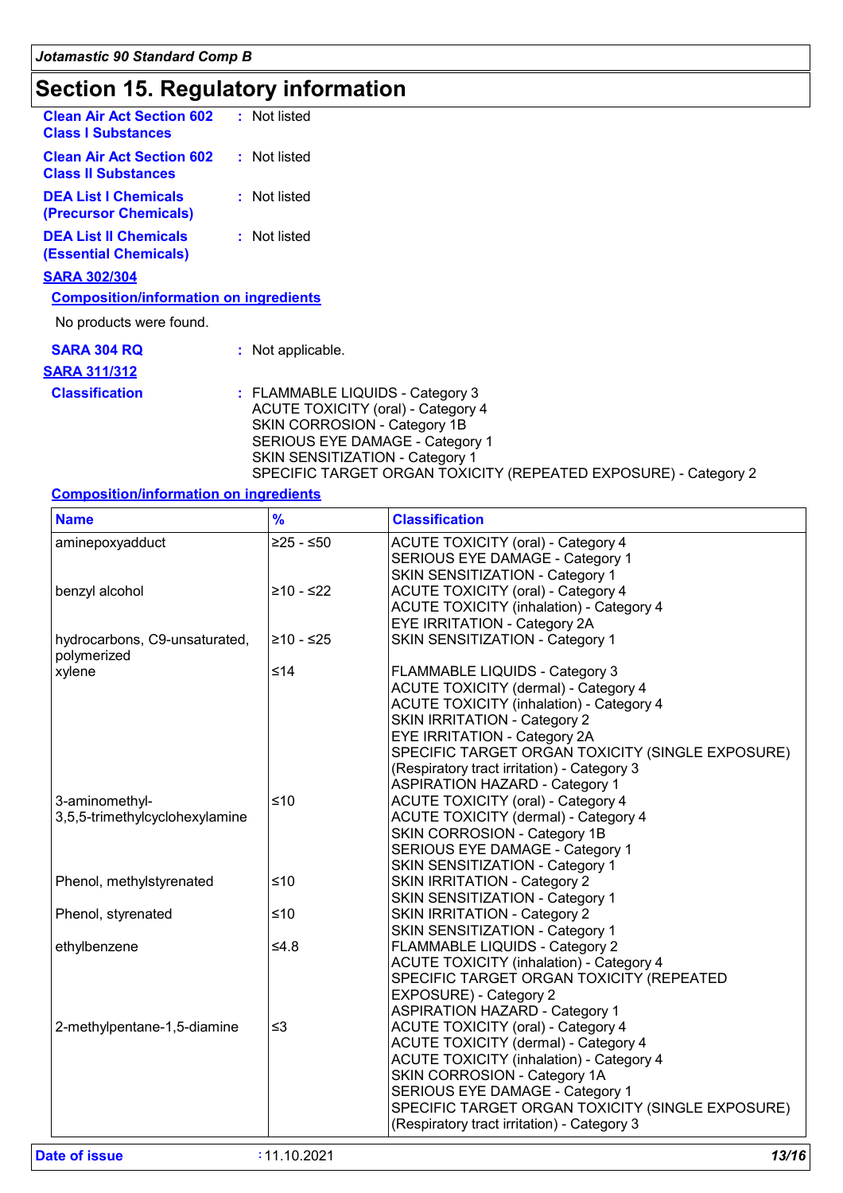## Section 15. Regulatory information

**Clean Air Act Section 602 Class I Substances** : Not listed

**Clean Air Act Section 602 Class II Substances** : Not listed

**DEA List I Chemicals (Precursor Chemicals)** : Not listed

**DEA List II Chemicals (Essential Chemicals)** : Not listed

**SARA 302/304**

**Composition/information on ingredients**

No products were found.

**SARA 304 RQ** : Not applicable.

**SARA 311/312**

**Classification** : FLAMMABLE LIQUIDS - Category 3
ACUTE TOXICITY (oral) - Category 4
SKIN CORROSION - Category 1B
SERIOUS EYE DAMAGE - Category 1
SKIN SENSITIZATION - Category 1
SPECIFIC TARGET ORGAN TOXICITY (REPEATED EXPOSURE) - Category 2

**Composition/information on ingredients**

| Name | % | Classification |
|---|---|---|
| aminepoxyadduct | ≥25 - ≤50 | ACUTE TOXICITY (oral) - Category 4<br>SERIOUS EYE DAMAGE - Category 1<br>SKIN SENSITIZATION - Category 1 |
| benzyl alcohol | ≥10 - ≤22 | ACUTE TOXICITY (oral) - Category 4<br>ACUTE TOXICITY (inhalation) - Category 4<br>EYE IRRITATION - Category 2A |
| hydrocarbons, C9-unsaturated, polymerized | ≥10 - ≤25 | SKIN SENSITIZATION - Category 1 |
| xylene | ≤14 | FLAMMABLE LIQUIDS - Category 3<br>ACUTE TOXICITY (dermal) - Category 4<br>ACUTE TOXICITY (inhalation) - Category 4<br>SKIN IRRITATION - Category 2<br>EYE IRRITATION - Category 2A<br>SPECIFIC TARGET ORGAN TOXICITY (SINGLE EXPOSURE) (Respiratory tract irritation) - Category 3<br>ASPIRATION HAZARD - Category 1 |
| 3-aminomethyl-3,5,5-trimethylcyclohexylamine | ≤10 | ACUTE TOXICITY (oral) - Category 4<br>ACUTE TOXICITY (dermal) - Category 4<br>SKIN CORROSION - Category 1B<br>SERIOUS EYE DAMAGE - Category 1<br>SKIN SENSITIZATION - Category 1 |
| Phenol, methylstyrenated | ≤10 | SKIN IRRITATION - Category 2<br>SKIN SENSITIZATION - Category 1 |
| Phenol, styrenated | ≤10 | SKIN IRRITATION - Category 2<br>SKIN SENSITIZATION - Category 1 |
| ethylbenzene | ≤4.8 | FLAMMABLE LIQUIDS - Category 2<br>ACUTE TOXICITY (inhalation) - Category 4<br>SPECIFIC TARGET ORGAN TOXICITY (REPEATED EXPOSURE) - Category 2<br>ASPIRATION HAZARD - Category 1 |
| 2-methylpentane-1,5-diamine | ≤3 | ACUTE TOXICITY (oral) - Category 4<br>ACUTE TOXICITY (dermal) - Category 4<br>ACUTE TOXICITY (inhalation) - Category 4<br>SKIN CORROSION - Category 1A<br>SERIOUS EYE DAMAGE - Category 1<br>SPECIFIC TARGET ORGAN TOXICITY (SINGLE EXPOSURE) (Respiratory tract irritation) - Category 3 |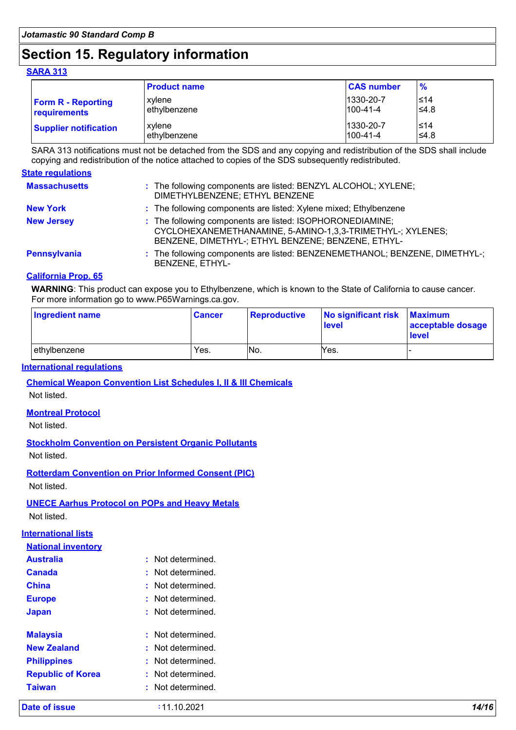## Section 15. Regulatory information

### SARA 313

| | Product name | CAS number | % |
|---|---|---|---|
| **Form R - Reporting requirements** | xylene<br>ethylbenzene | 1330-20-7<br>100-41-4 | ≤14<br>≤4.8 |
| **Supplier notification** | xylene<br>ethylbenzene | 1330-20-7<br>100-41-4 | ≤14<br>≤4.8 |

SARA 313 notifications must not be detached from the SDS and any copying and redistribution of the SDS shall include copying and redistribution of the notice attached to copies of the SDS subsequently redistributed.

### State regulations

**Massachusetts** : The following components are listed: BENZYL ALCOHOL; XYLENE; DIMETHYLBENZENE; ETHYL BENZENE

**New York** : The following components are listed: Xylene mixed; Ethylbenzene

**New Jersey** : The following components are listed: ISOPHORONEDIAMINE; CYCLOHEXANEMETHANAMINE, 5-AMINO-1,3,3-TRIMETHYL-; XYLENES; BENZENE, DIMETHYL-; ETHYL BENZENE; BENZENE, ETHYL-

**Pennsylvania** : The following components are listed: BENZENEMETHANOL; BENZENE, DIMETHYL-; BENZENE, ETHYL-

### California Prop. 65

**WARNING**: This product can expose you to Ethylbenzene, which is known to the State of California to cause cancer. For more information go to www.P65Warnings.ca.gov.

| Ingredient name | Cancer | Reproductive | No significant risk level | Maximum acceptable dosage level |
|---|---|---|---|---|
| ethylbenzene | Yes. | No. | Yes. | - |

### International regulations

**Chemical Weapon Convention List Schedules I, II & III Chemicals**

Not listed.

**Montreal Protocol**

Not listed.

**Stockholm Convention on Persistent Organic Pollutants**

Not listed.

**Rotterdam Convention on Prior Informed Consent (PIC)**

Not listed.

**UNECE Aarhus Protocol on POPs and Heavy Metals**

Not listed.

### International lists

**National inventory**

**Australia** : Not determined.

**Canada** : Not determined.

**China** : Not determined.

**Europe** : Not determined.

**Japan** : Not determined.

**Malaysia** : Not determined.

**New Zealand** : Not determined.

**Philippines** : Not determined.

**Republic of Korea** : Not determined.

**Taiwan** : Not determined.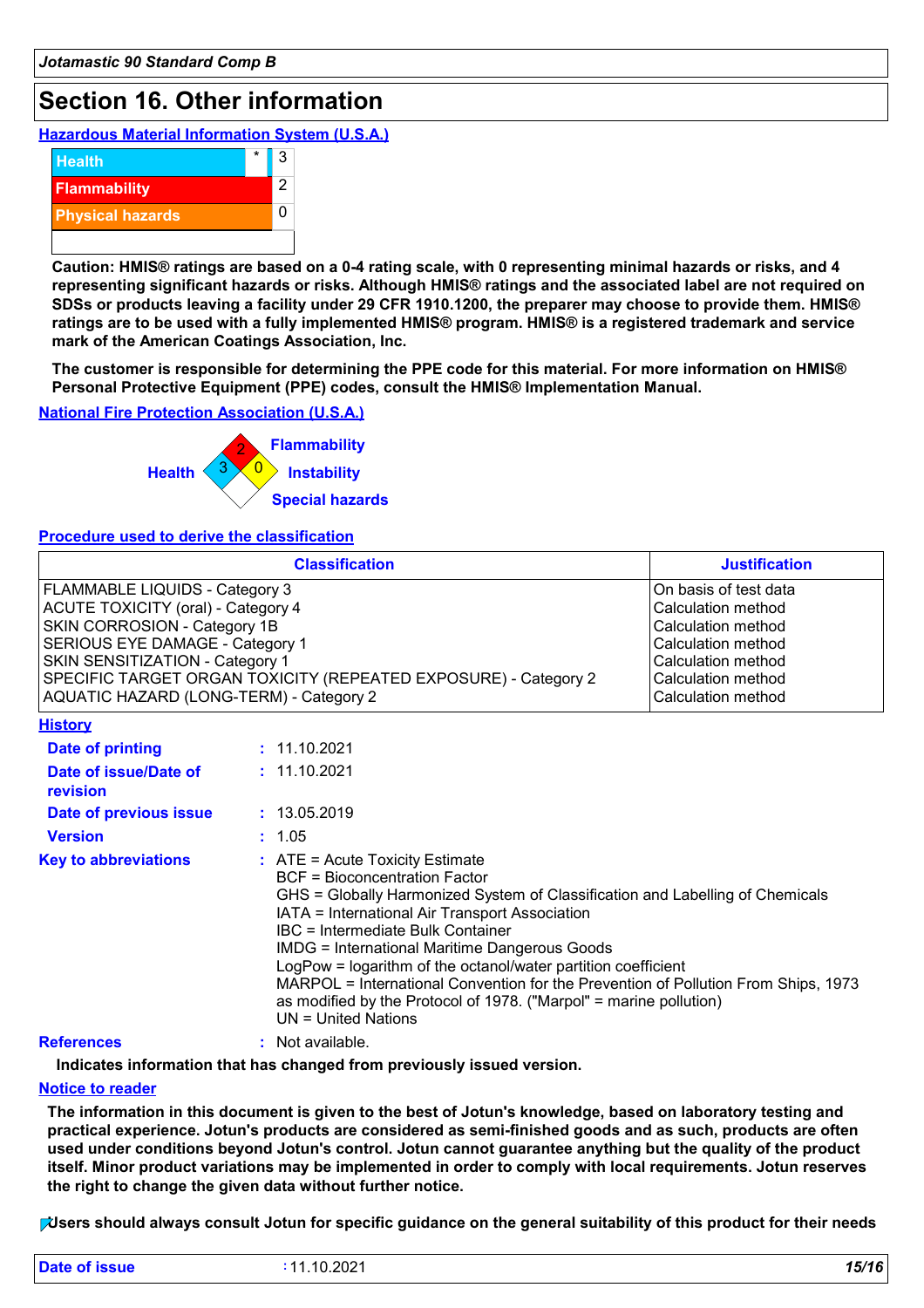## Section 16. Other information

**Hazardous Material Information System (U.S.A.)**

| | | |
|---|---|---|
| Health | * | 3 |
| Flammability | | 2 |
| Physical hazards | | 0 |

**Caution: HMIS® ratings are based on a 0-4 rating scale, with 0 representing minimal hazards or risks, and 4 representing significant hazards or risks. Although HMIS® ratings and the associated label are not required on SDSs or products leaving a facility under 29 CFR 1910.1200, the preparer may choose to provide them. HMIS® ratings are to be used with a fully implemented HMIS® program. HMIS® is a registered trademark and service mark of the American Coatings Association, Inc.**

**The customer is responsible for determining the PPE code for this material. For more information on HMIS® Personal Protective Equipment (PPE) codes, consult the HMIS® Implementation Manual.**

**National Fire Protection Association (U.S.A.)**

Flammability: 2
Health: 3
Instability: 0
Special hazards

**Procedure used to derive the classification**

| Classification | Justification |
|---|---|
| FLAMMABLE LIQUIDS - Category 3 | On basis of test data |
| ACUTE TOXICITY (oral) - Category 4 | Calculation method |
| SKIN CORROSION - Category 1B | Calculation method |
| SERIOUS EYE DAMAGE - Category 1 | Calculation method |
| SKIN SENSITIZATION - Category 1 | Calculation method |
| SPECIFIC TARGET ORGAN TOXICITY (REPEATED EXPOSURE) - Category 2 | Calculation method |
| AQUATIC HAZARD (LONG-TERM) - Category 2 | Calculation method |

**History**

**Date of printing** : 11.10.2021

**Date of issue/Date of revision** : 11.10.2021

**Date of previous issue** : 13.05.2019

**Version** : 1.05

**Key to abbreviations** :
ATE = Acute Toxicity Estimate
BCF = Bioconcentration Factor
GHS = Globally Harmonized System of Classification and Labelling of Chemicals
IATA = International Air Transport Association
IBC = Intermediate Bulk Container
IMDG = International Maritime Dangerous Goods
LogPow = logarithm of the octanol/water partition coefficient
MARPOL = International Convention for the Prevention of Pollution From Ships, 1973 as modified by the Protocol of 1978. ("Marpol" = marine pollution)
UN = United Nations

**References** : Not available.

**Indicates information that has changed from previously issued version.**

**Notice to reader**

**The information in this document is given to the best of Jotun's knowledge, based on laboratory testing and practical experience. Jotun's products are considered as semi-finished goods and as such, products are often used under conditions beyond Jotun's control. Jotun cannot guarantee anything but the quality of the product itself. Minor product variations may be implemented in order to comply with local requirements. Jotun reserves the right to change the given data without further notice.**

**Users should always consult Jotun for specific guidance on the general suitability of this product for their needs**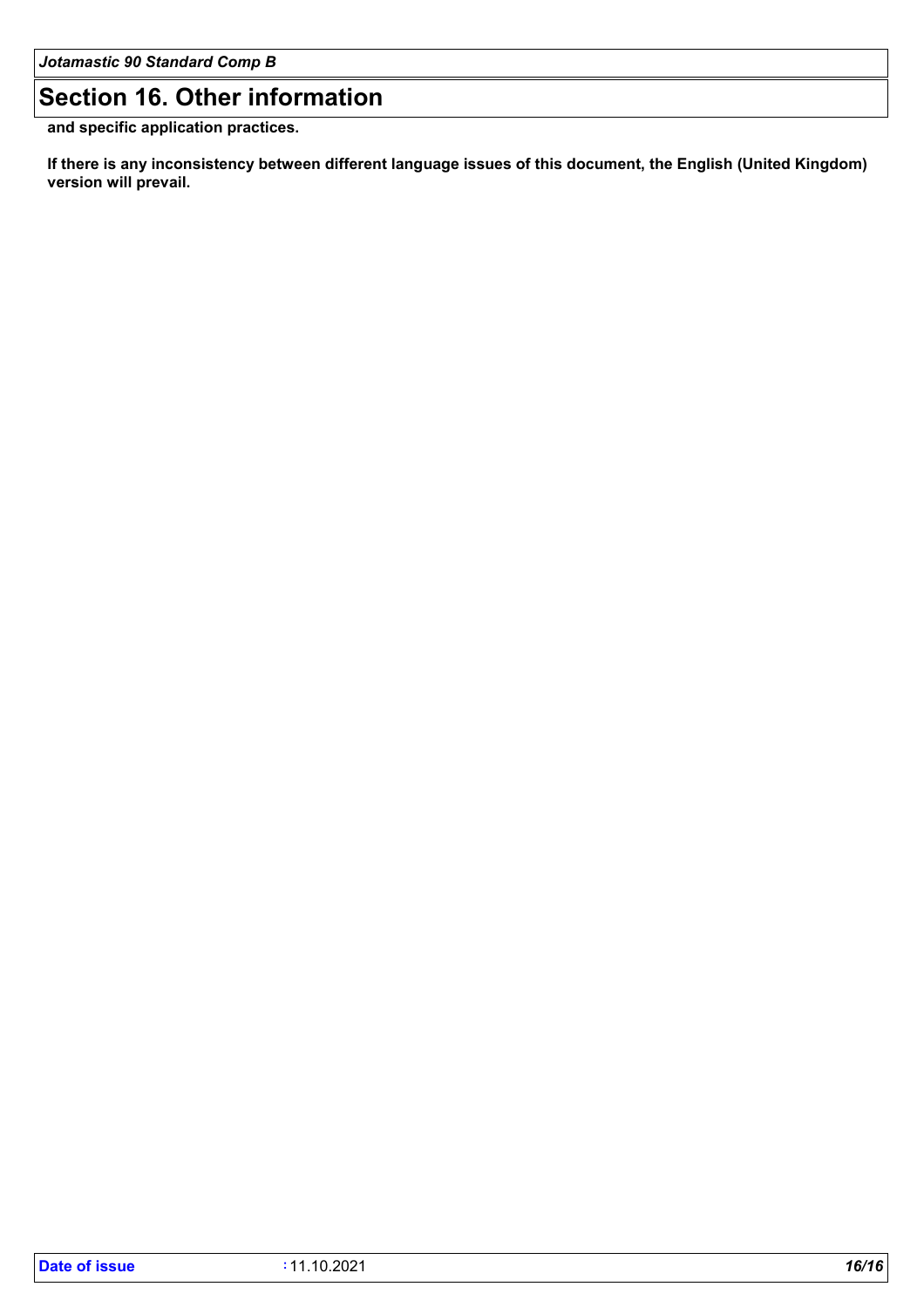# Section 16. Other information

**and specific application practices.**

**If there is any inconsistency between different language issues of this document, the English (United Kingdom) version will prevail.**

**Date of issue** : 11.10.2021